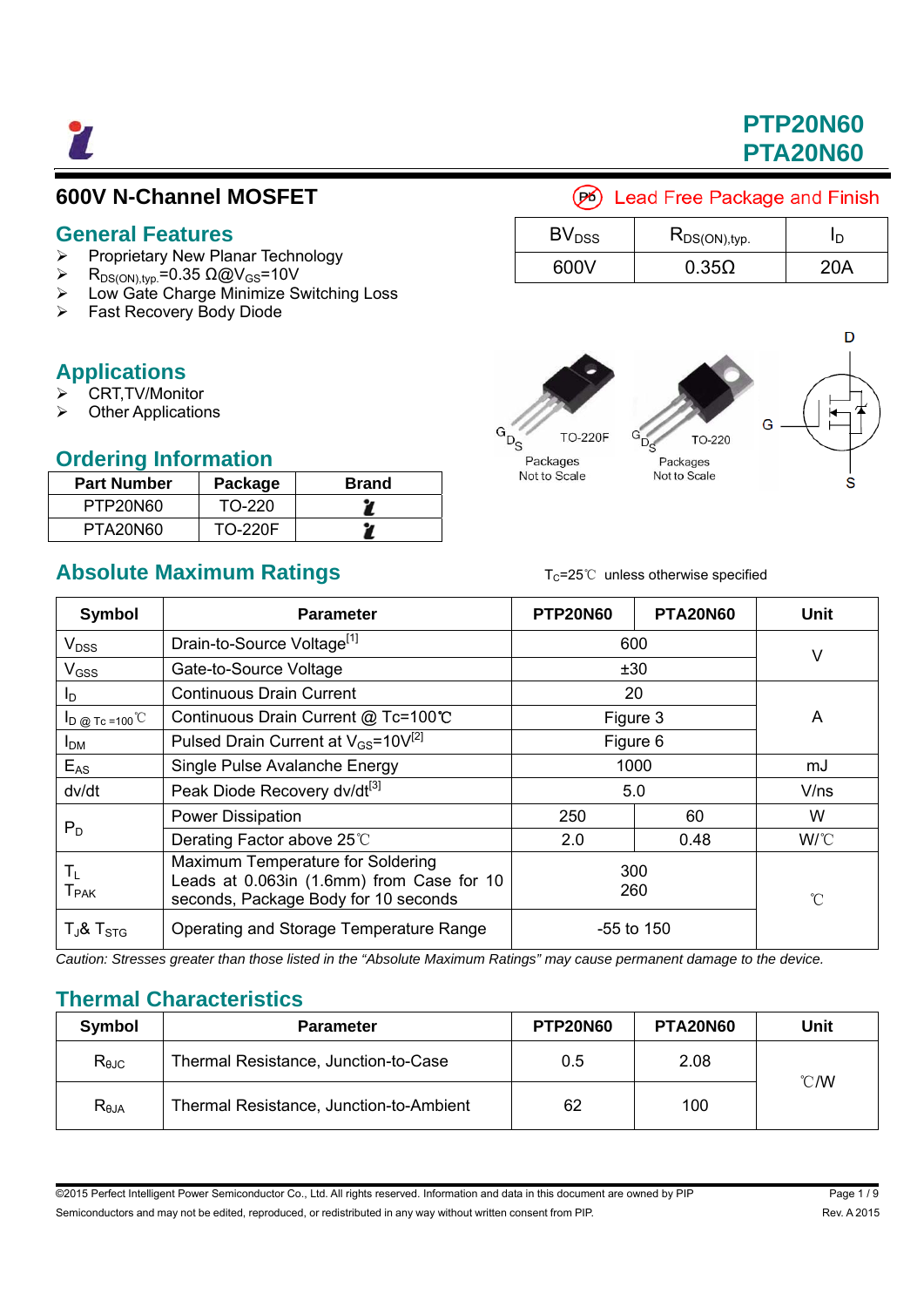# PTP20N60
# PTA20N60

## 600V N-Channel MOSFET

Lead Free Package and Finish

| $BV_{DSS}$ | $R_{DS(ON),typ.}$ | $I_D$ |
|---|---|---|
| 600V | 0.35Ω | 20A |

## General Features

- Proprietary New Planar Technology
- $R_{DS(ON),typ.}$=0.35 Ω@$V_{GS}$=10V
- Low Gate Charge Minimize Switching Loss
- Fast Recovery Body Diode

## Applications

- CRT,TV/Monitor
- Other Applications

TO-220F Packages Not to Scale

TO-220 Packages Not to Scale

## Ordering Information

| Part Number | Package | Brand |
|---|---|---|
| PTP20N60 | TO-220 | |
| PTA20N60 | TO-220F | |

## Absolute Maximum Ratings

$T_C$=25℃ unless otherwise specified

| Symbol | Parameter | PTP20N60 | PTA20N60 | Unit |
|---|---|---|---|---|
| $V_{DSS}$ | Drain-to-Source Voltage[1] | 600 | | V |
| $V_{GSS}$ | Gate-to-Source Voltage | ±30 | | V |
| $I_D$ | Continuous Drain Current | 20 | | A |
| $I_{D\ @\ Tc=100℃}$ | Continuous Drain Current @ Tc=100℃ | Figure 3 | | A |
| $I_{DM}$ | Pulsed Drain Current at $V_{GS}$=10V[2] | Figure 6 | | A |
| $E_{AS}$ | Single Pulse Avalanche Energy | 1000 | | mJ |
| dv/dt | Peak Diode Recovery dv/dt[3] | 5.0 | | V/ns |
| $P_D$ | Power Dissipation | 250 | 60 | W |
| | Derating Factor above 25℃ | 2.0 | 0.48 | W/℃ |
| $T_L$ $T_{PAK}$ | Maximum Temperature for Soldering Leads at 0.063in (1.6mm) from Case for 10 seconds, Package Body for 10 seconds | 300 260 | | ℃ |
| $T_J$& $T_{STG}$ | Operating and Storage Temperature Range | -55 to 150 | | ℃ |

*Caution: Stresses greater than those listed in the "Absolute Maximum Ratings" may cause permanent damage to the device.*

## Thermal Characteristics

| Symbol | Parameter | PTP20N60 | PTA20N60 | Unit |
|---|---|---|---|---|
| $R_{\theta JC}$ | Thermal Resistance, Junction-to-Case | 0.5 | 2.08 | ℃/W |
| $R_{\theta JA}$ | Thermal Resistance, Junction-to-Ambient | 62 | 100 | ℃/W |

©2015 Perfect Intelligent Power Semiconductor Co., Ltd. All rights reserved. Information and data in this document are owned by PIP Semiconductors and may not be edited, reproduced, or redistributed in any way without written consent from PIP.

Rev. A 2015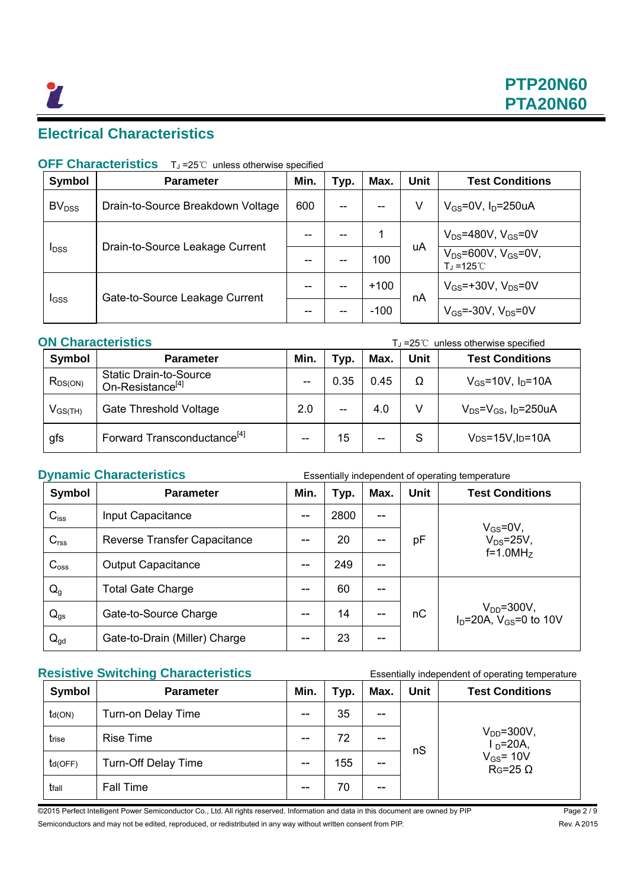# Electrical Characteristics

## OFF Characteristics

$T_J$ =25℃ unless otherwise specified

| Symbol | Parameter | Min. | Typ. | Max. | Unit | Test Conditions |
|---|---|---|---|---|---|---|
| $BV_{DSS}$ | Drain-to-Source Breakdown Voltage | 600 | -- | -- | V | $V_{GS}$=0V, $I_D$=250uA |
| $I_{DSS}$ | Drain-to-Source Leakage Current | -- | -- | 1 | uA | $V_{DS}$=480V, $V_{GS}$=0V |
| | | -- | -- | 100 | | $V_{DS}$=600V, $V_{GS}$=0V, $T_J$ =125℃ |
| $I_{GSS}$ | Gate-to-Source Leakage Current | -- | -- | +100 | nA | $V_{GS}$=+30V, $V_{DS}$=0V |
| | | -- | -- | -100 | | $V_{GS}$=-30V, $V_{DS}$=0V |

## ON Characteristics

$T_J$ =25℃ unless otherwise specified

| Symbol | Parameter | Min. | Typ. | Max. | Unit | Test Conditions |
|---|---|---|---|---|---|---|
| $R_{DS(ON)}$ | Static Drain-to-Source On-Resistance[4] | -- | 0.35 | 0.45 | Ω | $V_{GS}$=10V, $I_D$=10A |
| $V_{GS(TH)}$ | Gate Threshold Voltage | 2.0 | -- | 4.0 | V | $V_{DS}$=$V_{GS}$, $I_D$=250uA |
| gfs | Forward Transconductance[4] | -- | 15 | -- | S | $V_{DS}$=15V,$I_D$=10A |

## Dynamic Characteristics

Essentially independent of operating temperature

| Symbol | Parameter | Min. | Typ. | Max. | Unit | Test Conditions |
|---|---|---|---|---|---|---|
| $C_{iss}$ | Input Capacitance | -- | 2800 | -- | pF | $V_{GS}$=0V, $V_{DS}$=25V, f=1.0MHz |
| $C_{rss}$ | Reverse Transfer Capacitance | -- | 20 | -- | | |
| $C_{oss}$ | Output Capacitance | -- | 249 | -- | | |
| $Q_g$ | Total Gate Charge | -- | 60 | -- | nC | $V_{DD}$=300V, $I_D$=20A, $V_{GS}$=0 to 10V |
| $Q_{gs}$ | Gate-to-Source Charge | -- | 14 | -- | | |
| $Q_{gd}$ | Gate-to-Drain (Miller) Charge | -- | 23 | -- | | |

## Resistive Switching Characteristics

Essentially independent of operating temperature

| Symbol | Parameter | Min. | Typ. | Max. | Unit | Test Conditions |
|---|---|---|---|---|---|---|
| $t_{d(ON)}$ | Turn-on Delay Time | -- | 35 | -- | nS | $V_{DD}$=300V, $I_D$=20A, $V_{GS}$= 10V, $R_G$=25 Ω |
| $t_{rise}$ | Rise Time | -- | 72 | -- | | |
| $t_{d(OFF)}$ | Turn-Off Delay Time | -- | 155 | -- | | |
| $t_{fall}$ | Fall Time | -- | 70 | -- | | |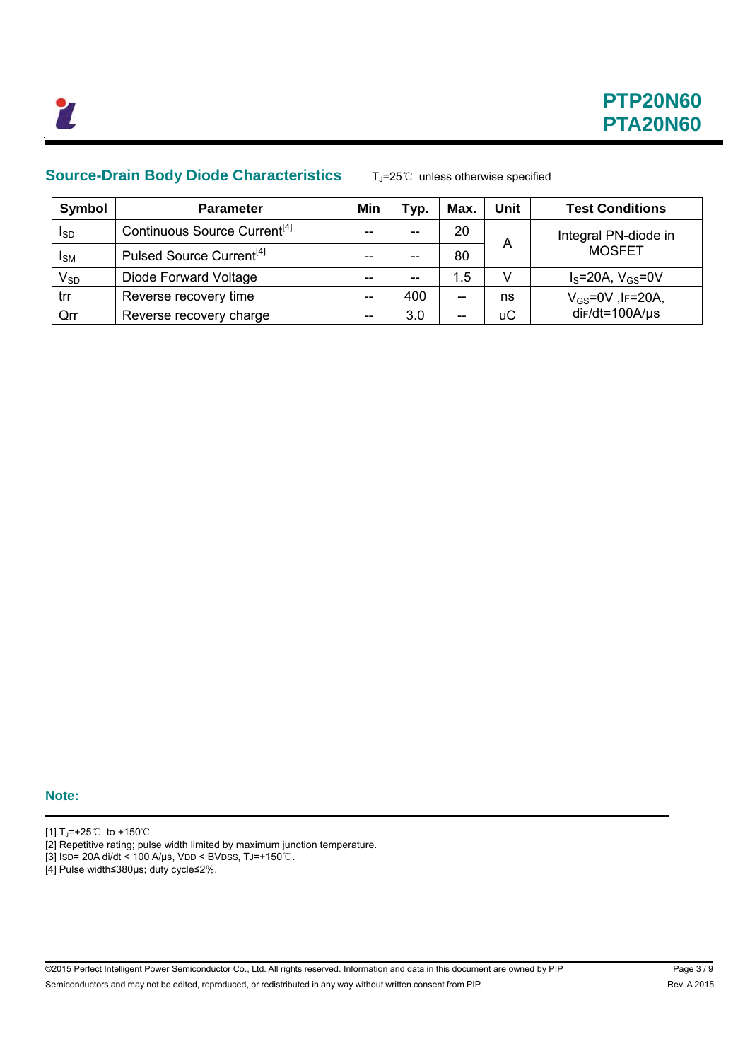## Source-Drain Body Diode Characteristics

$T_J$=25℃ unless otherwise specified

| Symbol | Parameter | Min | Typ. | Max. | Unit | Test Conditions |
|---|---|---|---|---|---|---|
| $I_{SD}$ | Continuous Source Current[4] | -- | -- | 20 | A | Integral PN-diode in MOSFET |
| $I_{SM}$ | Pulsed Source Current[4] | -- | -- | 80 | | |
| $V_{SD}$ | Diode Forward Voltage | -- | -- | 1.5 | V | $I_S$=20A, $V_{GS}$=0V |
| trr | Reverse recovery time | -- | 400 | -- | ns | $V_{GS}$=0V ,$I_F$=20A, $di_F/dt$=100A/μs |
| Qrr | Reverse recovery charge | -- | 3.0 | -- | uC | |

**Note:**

[1] $T_J$=+25℃ to +150℃

[2] Repetitive rating; pulse width limited by maximum junction temperature.

[3] $I_{SD}$= 20A di/dt < 100 A/μs, $V_{DD}$ < $BV_{DSS}$, $T_J$=+150℃.

[4] Pulse width≤380μs; duty cycle≤2%.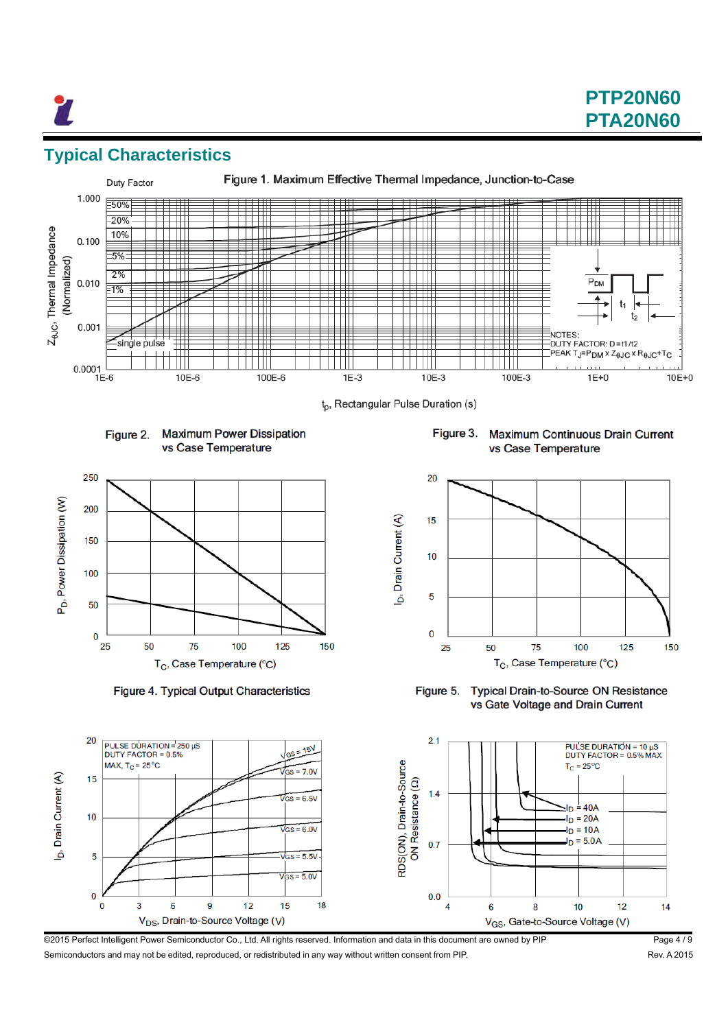## Typical Characteristics

Figure 1. Maximum Effective Thermal Impedance, Junction-to-Case

Duty Factor: 50%, 20%, 10%, 5%, 2%, 1%, single pulse

$Z_{\theta JC}$, Thermal Impedance (Normalized)

$t_p$, Rectangular Pulse Duration (s)

NOTES:
DUTY FACTOR: D=t1/t2
PEAK $T_J = P_{DM} \times Z_{\theta JC} \times R_{\theta JC} + T_C$

Figure 2. Maximum Power Dissipation vs Case Temperature

$P_D$, Power Dissipation (W)

$T_C$, Case Temperature (°C)

Figure 3. Maximum Continuous Drain Current vs Case Temperature

$I_D$, Drain Current (A)

$T_C$, Case Temperature (°C)

Figure 4. Typical Output Characteristics

PULSE DURATION = 250 μS
DUTY FACTOR = 0.5%
MAX, $T_C$ = 25°C

$V_{GS}$ = 15V, $V_{GS}$ = 7.0V, $V_{GS}$ = 6.5V, $V_{GS}$ = 6.0V, $V_{GS}$ = 5.5V, $V_{GS}$ = 5.0V

$I_D$, Drain Current (A)

$V_{DS}$, Drain-to-Source Voltage (V)

Figure 5. Typical Drain-to-Source ON Resistance vs Gate Voltage and Drain Current

PULSE DURATION = 10 μS
DUTY FACTOR = 0.5% MAX
$T_C$ = 25°C

$I_D$ = 40A, $I_D$ = 20A, $I_D$ = 10A, $I_D$ = 5.0A

RDS(ON), Drain-to-Source ON Resistance (Ω)

$V_{GS}$, Gate-to-Source Voltage (V)

©2015 Perfect Intelligent Power Semiconductor Co., Ltd. All rights reserved. Information and data in this document are owned by PIP Semiconductors and may not be edited, reproduced, or redistributed in any way without written consent from PIP.

Rev. A 2015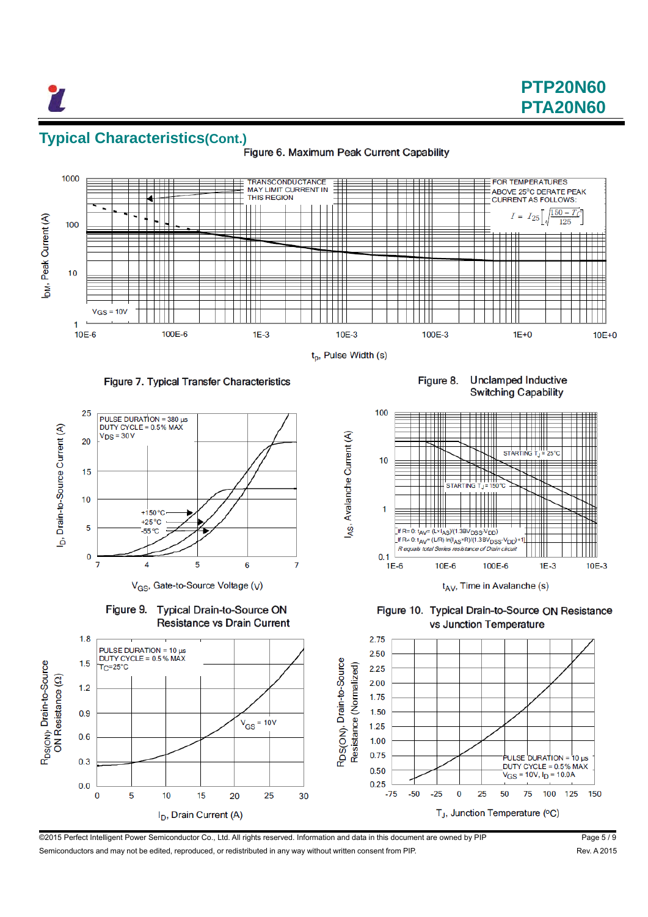## Typical Characteristics(Cont.)

Figure 6. Maximum Peak Current Capability

TRANSCONDUCTANCE MAY LIMIT CURRENT IN THIS REGION

FOR TEMPERATURES ABOVE 25°C DERATE PEAK CURRENT AS FOLLOWS:

$$I = I_{25}\left[\sqrt{\frac{150 - T_C}{125}}\right]$$

$V_{GS}$ = 10V

$I_{DM}$, Peak Current (A)

$t_p$, Pulse Width (s)

Figure 7. Typical Transfer Characteristics

PULSE DURATION = 380 µs
DUTY CYCLE = 0.5% MAX
$V_{DS}$ = 30V

+150°C
+25°C
-55°C

$I_D$, Drain-to-Source Current (A)

$V_{GS}$, Gate-to-Source Voltage (V)

Figure 8. Unclamped Inductive Switching Capability

STARTING $T_J$ = 25°C

STARTING $T_J$ = 150°C

If R= 0: $t_{AV}$= (L×$I_{AS}$)/(1.3$BV_{DSS}$-$V_{DD}$)
If R≠ 0: $t_{AV}$= (L/R) ln[($I_{AS}$×R)/(1.3$BV_{DSS}$-$V_{DD}$)+1]
R equals total Series resistance of Drain circuit

$I_{AS}$, Avalanche Current (A)

$t_{AV}$, Time in Avalanche (s)

Figure 9. Typical Drain-to-Source ON Resistance vs Drain Current

PULSE DURATION = 10 µs
DUTY CYCLE = 0.5% MAX
$T_C$=25°C

$V_{GS}$ = 10V

$R_{DS(ON)}$, Drain-to-Source ON Resistance (Ω)

$I_D$, Drain Current (A)

Figure 10. Typical Drain-to-Source ON Resistance vs Junction Temperature

PULSE DURATION = 10 µs
DUTY CYCLE = 0.5% MAX
$V_{GS}$ = 10V, $I_D$ = 10.0A

RDS(ON), Drain-to-Source Resistance (Normalized)

$T_J$, Junction Temperature (°C)

©2015 Perfect Intelligent Power Semiconductor Co., Ltd. All rights reserved. Information and data in this document are owned by PIP Semiconductors and may not be edited, reproduced, or redistributed in any way without written consent from PIP.

Rev. A 2015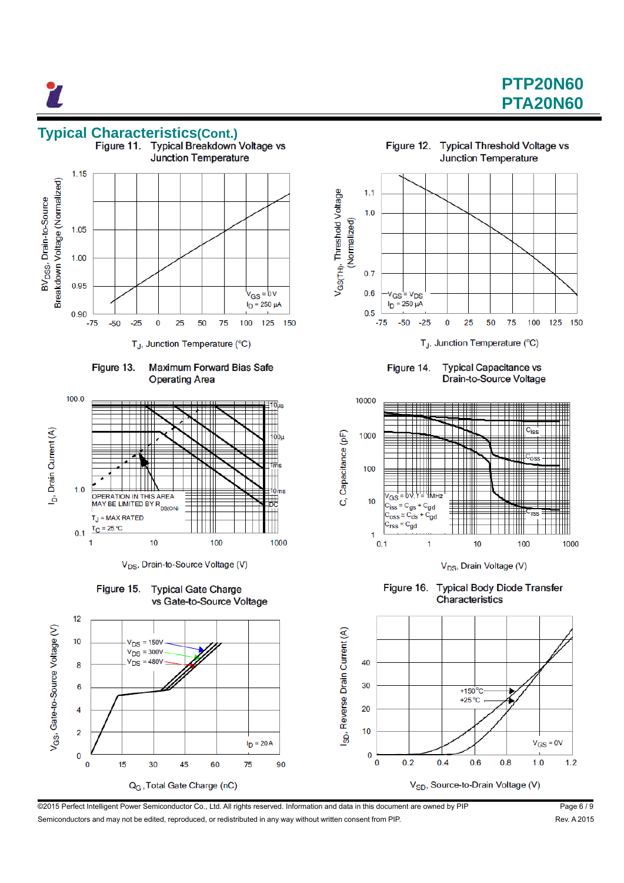## Typical Characteristics(Cont.)

**Figure 11.** Typical Breakdown Voltage vs Junction Temperature

$BV_{DSS}$, Drain-to-Source Breakdown Voltage (Normalized)

$V_{GS}$ = 0V
$I_D$ = 250 μA

$T_J$, Junction Temperature (°C)

**Figure 12.** Typical Threshold Voltage vs Junction Temperature

$V_{GS(TH)}$, Threshold Voltage (Normalized)

$V_{GS}$ = $V_{DS}$
$I_D$ = 250 μA

$T_J$, Junction Temperature (°C)

**Figure 13.** Maximum Forward Bias Safe Operating Area

$I_D$, Drain Current (A)

OPERATION IN THIS AREA MAY BE LIMITED BY $R_{DS(ON)}$

$T_J$ = MAX RATED
$T_C$ = 25 °C

10μs, 100μ, 1ms, 10ms, DC

$V_{DS}$, Drain-to-Source Voltage (V)

**Figure 14.** Typical Capacitance vs Drain-to-Source Voltage

C, Capacitance (pF)

$V_{GS}$ = 0V, f = 1MHz
$C_{iss}$ = $C_{gs}$ + $C_{gd}$
$C_{oss}$ = $C_{ds}$ + $C_{gd}$
$C_{rss}$ = $C_{gd}$

$V_{DS}$, Drain Voltage (V)

**Figure 15.** Typical Gate Charge vs Gate-to-Source Voltage

$V_{GS}$, Gate-to-Source Voltage (V)

$V_{DS}$ = 150V
$V_{DS}$ = 300V
$V_{DS}$ = 480V

$I_D$ = 20A

$Q_G$, Total Gate Charge (nC)

**Figure 16.** Typical Body Diode Transfer Characteristics

$I_{SD}$, Reverse Drain Current (A)

+150°C
+25 °C

$V_{GS}$ = 0V

$V_{SD}$, Source-to-Drain Voltage (V)

©2015 Perfect Intelligent Power Semiconductor Co., Ltd. All rights reserved. Information and data in this document are owned by PIP Semiconductors and may not be edited, reproduced, or redistributed in any way without written consent from PIP.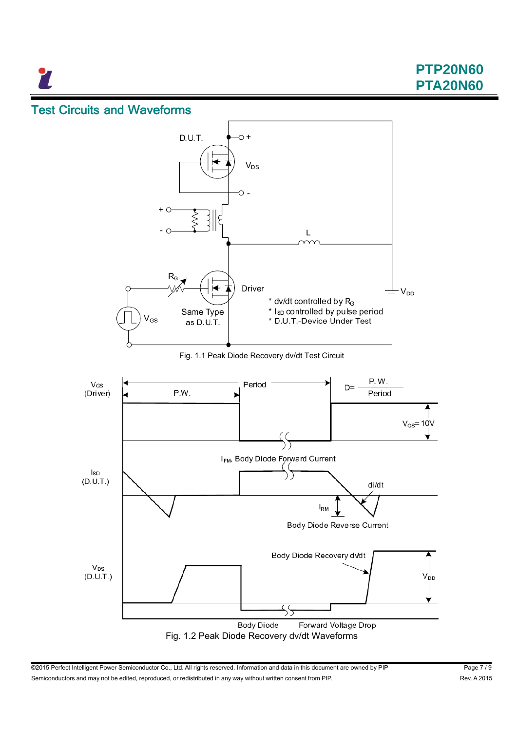## Test Circuits and Waveforms

D.U.T.

$V_{DS}$

L

$R_G$

Driver

$V_{DD}$

$V_{GS}$

Same Type as D.U.T.

* dv/dt controlled by $R_G$
* $I_{SD}$ controlled by pulse period
* D.U.T.-Device Under Test

Fig. 1.1 Peak Diode Recovery dv/dt Test Circuit

$V_{GS}$ (Driver)

P.W.

Period

$D = \frac{P.W.}{Period}$

$V_{GS}$= 10V

$I_{SD}$ (D.U.T.)

$I_{FM}$, Body Diode Forward Current

di/dt

$I_{RM}$

Body Diode Reverse Current

$V_{DS}$ (D.U.T.)

Body Diode Recovery dv/dt

$V_{DD}$

Body Diode Forward Voltage Drop

Fig. 1.2 Peak Diode Recovery dv/dt Waveforms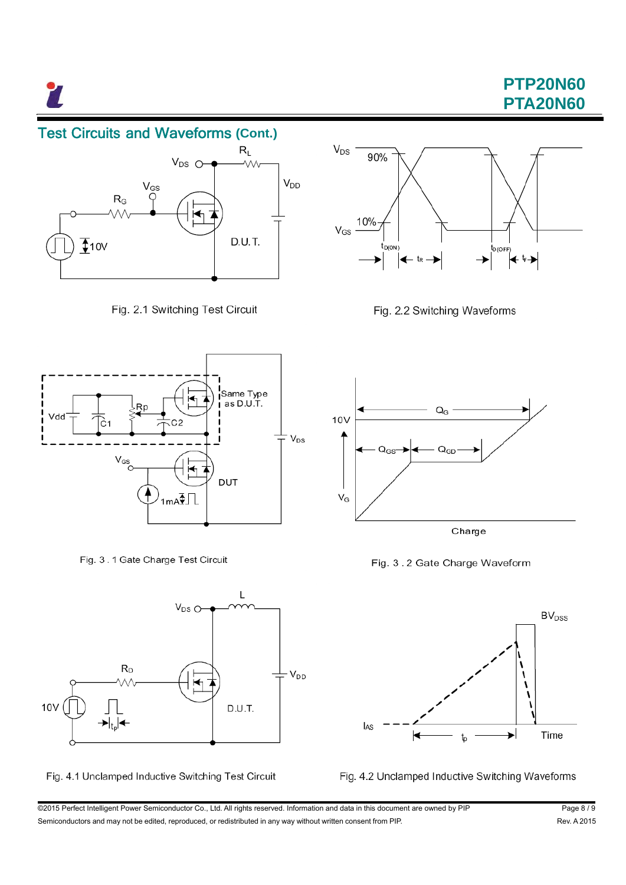## Test Circuits and Waveforms (Cont.)

Fig. 2.1 Switching Test Circuit

Fig. 2.2 Switching Waveforms

Fig. 3 . 1 Gate Charge Test Circuit

Fig. 3 . 2 Gate Charge Waveform

Fig. 4.1 Unclamped Inductive Switching Test Circuit

Fig. 4.2 Unclamped Inductive Switching Waveforms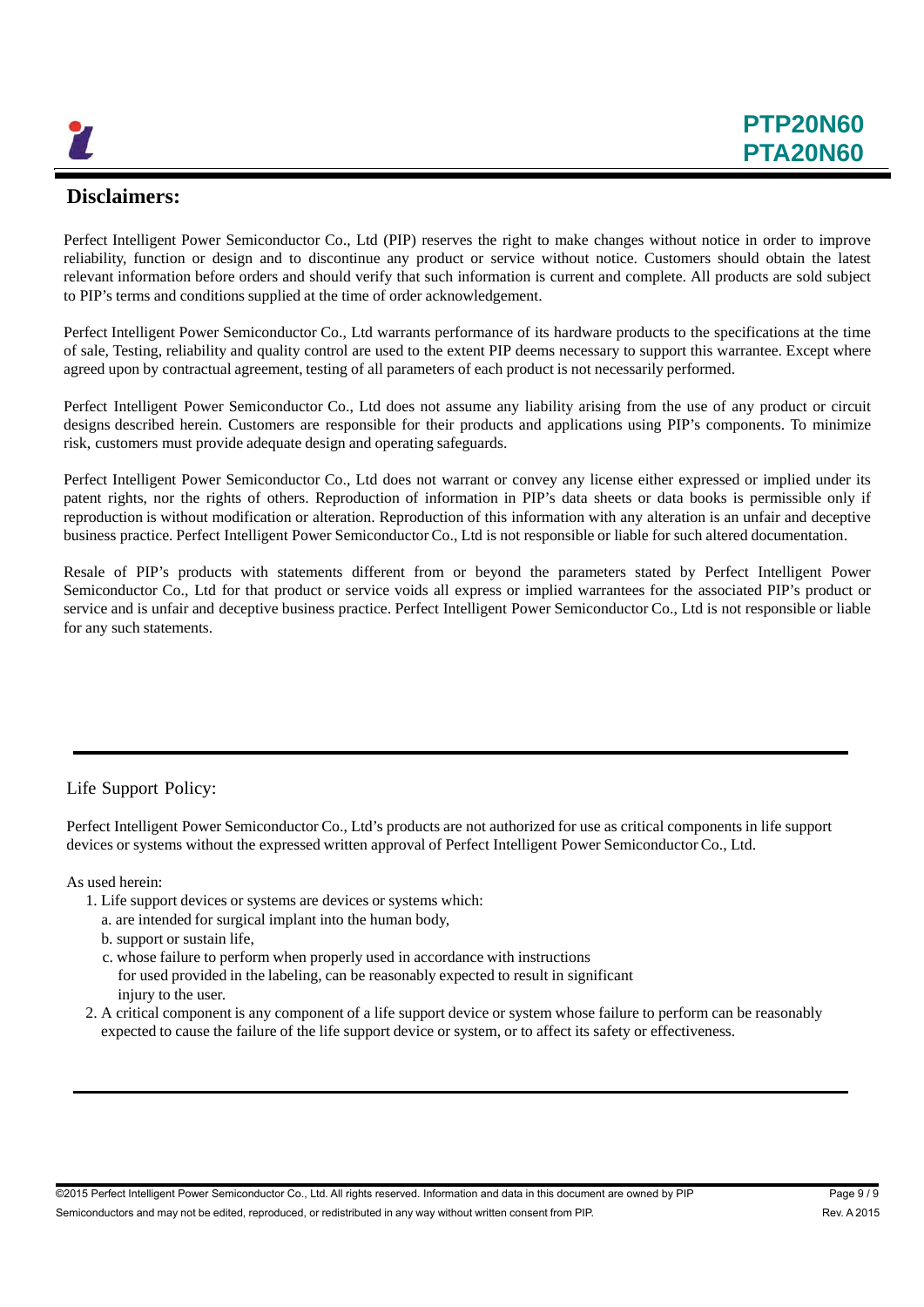## Disclaimers:

Perfect Intelligent Power Semiconductor Co., Ltd (PIP) reserves the right to make changes without notice in order to improve reliability, function or design and to discontinue any product or service without notice. Customers should obtain the latest relevant information before orders and should verify that such information is current and complete. All products are sold subject to PIP's terms and conditions supplied at the time of order acknowledgement.

Perfect Intelligent Power Semiconductor Co., Ltd warrants performance of its hardware products to the specifications at the time of sale, Testing, reliability and quality control are used to the extent PIP deems necessary to support this warrantee. Except where agreed upon by contractual agreement, testing of all parameters of each product is not necessarily performed.

Perfect Intelligent Power Semiconductor Co., Ltd does not assume any liability arising from the use of any product or circuit designs described herein. Customers are responsible for their products and applications using PIP's components. To minimize risk, customers must provide adequate design and operating safeguards.

Perfect Intelligent Power Semiconductor Co., Ltd does not warrant or convey any license either expressed or implied under its patent rights, nor the rights of others. Reproduction of information in PIP's data sheets or data books is permissible only if reproduction is without modification or alteration. Reproduction of this information with any alteration is an unfair and deceptive business practice. Perfect Intelligent Power Semiconductor Co., Ltd is not responsible or liable for such altered documentation.

Resale of PIP's products with statements different from or beyond the parameters stated by Perfect Intelligent Power Semiconductor Co., Ltd for that product or service voids all express or implied warrantees for the associated PIP's product or service and is unfair and deceptive business practice. Perfect Intelligent Power Semiconductor Co., Ltd is not responsible or liable for any such statements.

---

Life Support Policy:

Perfect Intelligent Power Semiconductor Co., Ltd's products are not authorized for use as critical components in life support devices or systems without the expressed written approval of Perfect Intelligent Power Semiconductor Co., Ltd.

As used herein:

1. Life support devices or systems are devices or systems which:
   a. are intended for surgical implant into the human body,
   b. support or sustain life,
   c. whose failure to perform when properly used in accordance with instructions for used provided in the labeling, can be reasonably expected to result in significant injury to the user.
2. A critical component is any component of a life support device or system whose failure to perform can be reasonably expected to cause the failure of the life support device or system, or to affect its safety or effectiveness.